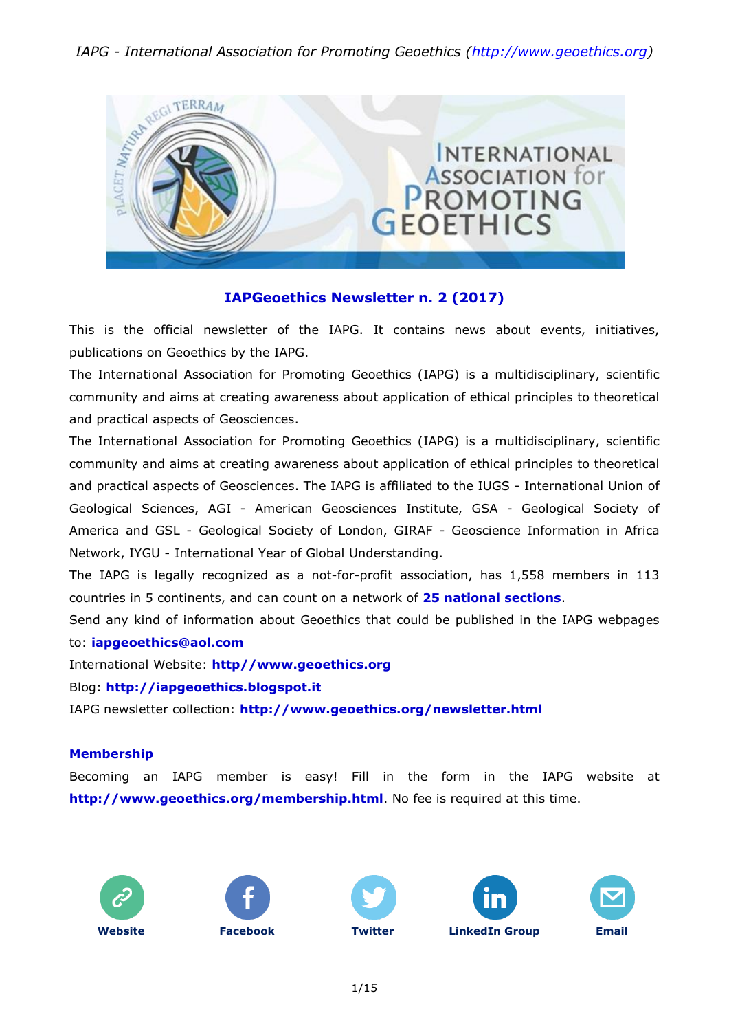# IAPGeoethics Newsletter n. 2 (2017)

This is the official newsletter of the IAPG. It contains news about events, initiatives, publications on Geoethics by the IAPG.

The International Association for Promoting Geoethics (IAPG) is a multidisciplinary, scientific community and aims at creating awareness about application of ethical principles to theoretical and practical aspects of Geosciences.

The International Association for Promoting Geoethics (IAPG) is a multidisciplinary, scientific community and aims at creating awareness about application of ethical principles to theoretical and practical aspects of Geosciences. The IAPG is affiliated to the IUGS - International Union of Geological Sciences, AGI - American Geosciences Institute, GSA - Geological Society of America and GSL - Geological Society of London, GIRAF - Geoscience Information in Africa Network, IYGU - International Year of Global Understanding.

The IAPG is legally recognized as a not-for-profit association, has 1,558 members in 113 countries in 5 continents, and can count on a network of **25 national sections**.

Send any kind of information about Geoethics that could be published in the IAPG webpages to: **iapgeoethics@aol.com**

International Website: **http//www.geoethics.org**

Blog: **http://iapgeoethics.blogspot.it**

IAPG newsletter collection: **http://www.geoethics.org/newsletter.html**

## Membership

Becoming an IAPG member is easy! Fill in the form in the IAPG website at **http://www.geoethics.org/membership.html**. No fee is required at this time.

**Website** | **Facebook** | **Twitter** | **LinkedIn Group** | **Email**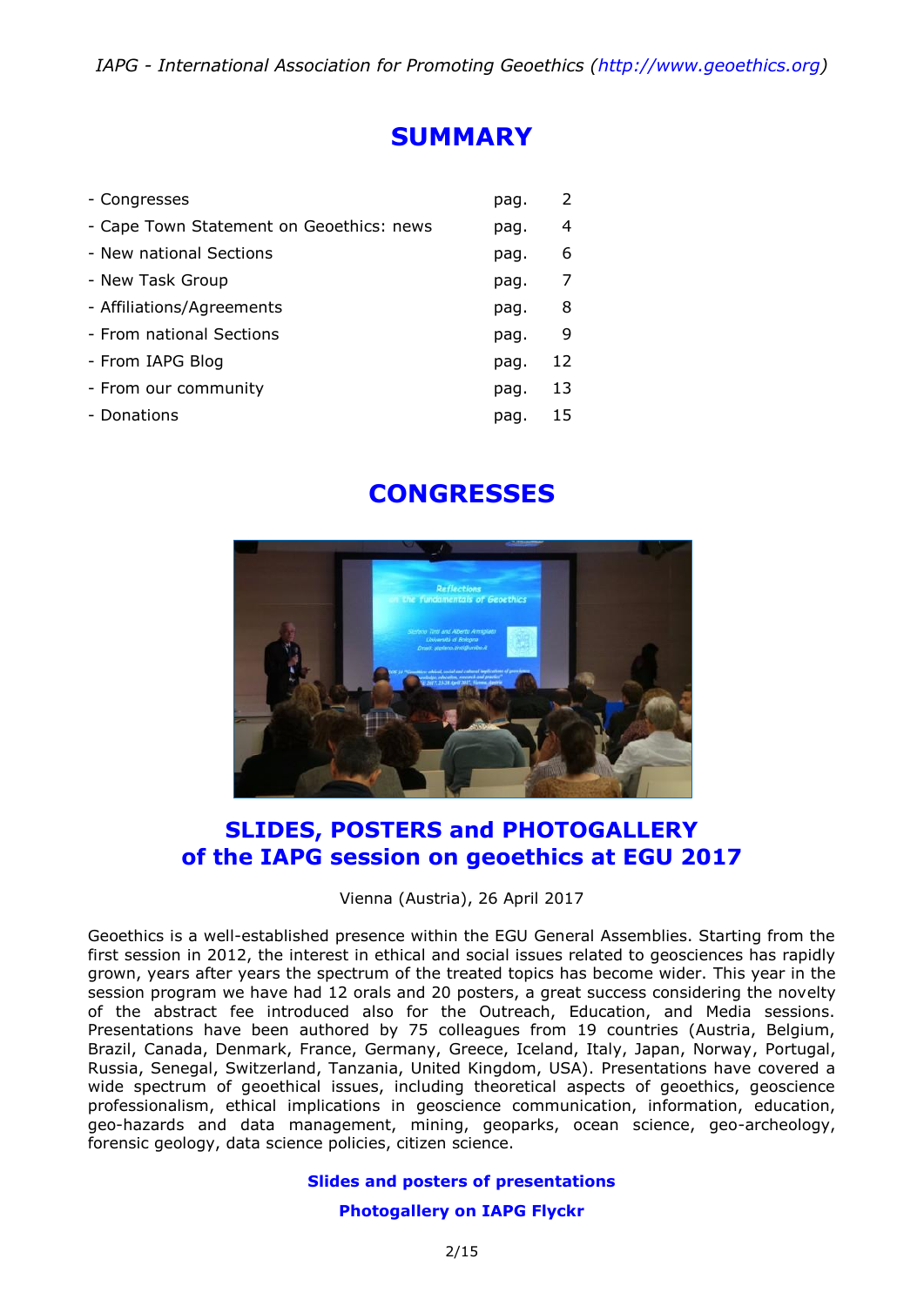# SUMMARY

| | | |
|---|---|---|
| - Congresses | pag. | 2 |
| - Cape Town Statement on Geoethics: news | pag. | 4 |
| - New national Sections | pag. | 6 |
| - New Task Group | pag. | 7 |
| - Affiliations/Agreements | pag. | 8 |
| - From national Sections | pag. | 9 |
| - From IAPG Blog | pag. | 12 |
| - From our community | pag. | 13 |
| - Donations | pag. | 15 |

# CONGRESSES

## SLIDES, POSTERS and PHOTOGALLERY of the IAPG session on geoethics at EGU 2017

Vienna (Austria), 26 April 2017

Geoethics is a well-established presence within the EGU General Assemblies. Starting from the first session in 2012, the interest in ethical and social issues related to geosciences has rapidly grown, years after years the spectrum of the treated topics has become wider. This year in the session program we have had 12 orals and 20 posters, a great success considering the novelty of the abstract fee introduced also for the Outreach, Education, and Media sessions. Presentations have been authored by 75 colleagues from 19 countries (Austria, Belgium, Brazil, Canada, Denmark, France, Germany, Greece, Iceland, Italy, Japan, Norway, Portugal, Russia, Senegal, Switzerland, Tanzania, United Kingdom, USA). Presentations have covered a wide spectrum of geoethical issues, including theoretical aspects of geoethics, geoscience professionalism, ethical implications in geoscience communication, information, education, geo-hazards and data management, mining, geoparks, ocean science, geo-archeology, forensic geology, data science policies, citizen science.

**Slides and posters of presentations**

**Photogallery on IAPG Flyckr**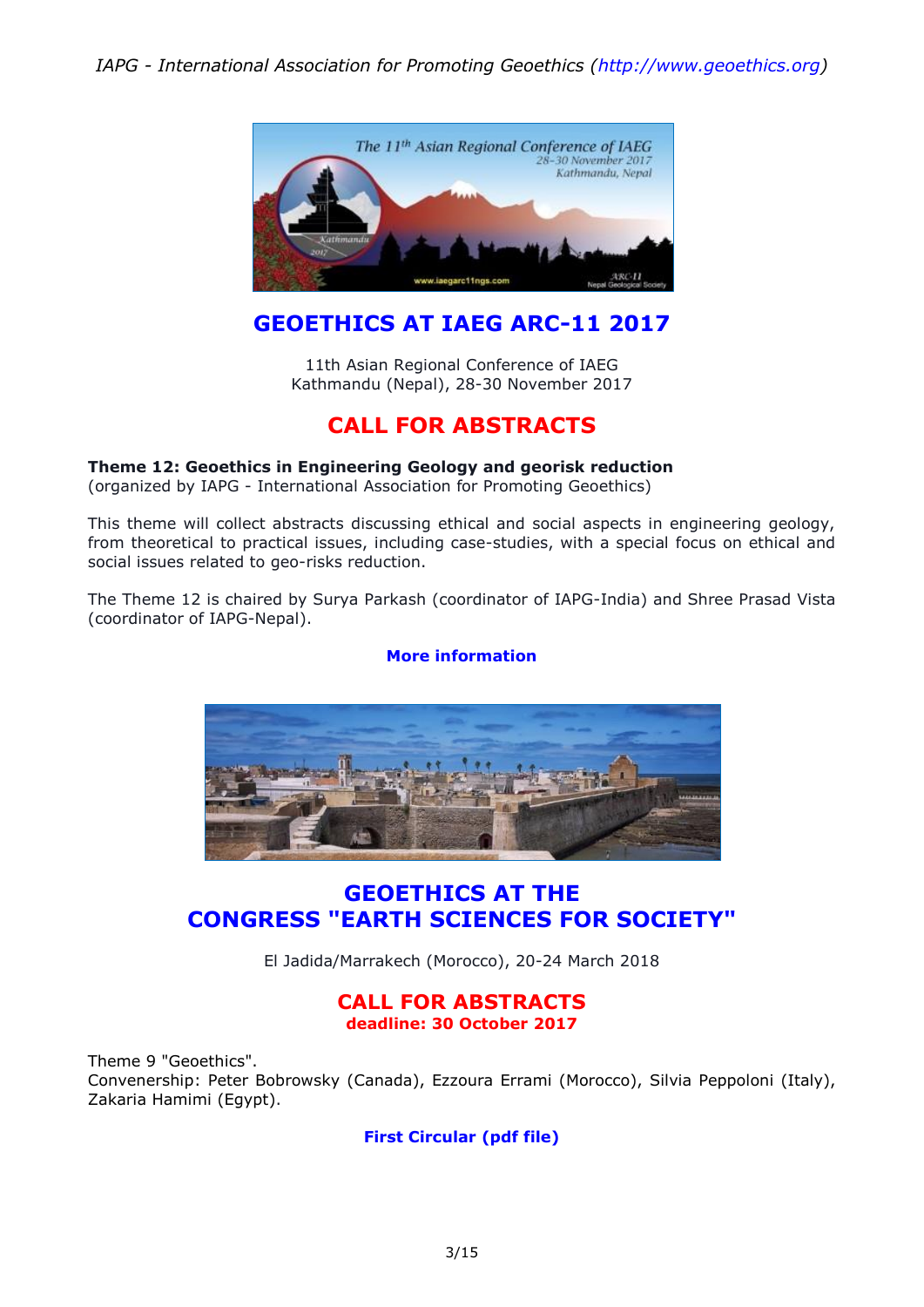## GEOETHICS AT IAEG ARC-11 2017

11th Asian Regional Conference of IAEG
Kathmandu (Nepal), 28-30 November 2017

## CALL FOR ABSTRACTS

**Theme 12: Geoethics in Engineering Geology and georisk reduction**
(organized by IAPG - International Association for Promoting Geoethics)

This theme will collect abstracts discussing ethical and social aspects in engineering geology, from theoretical to practical issues, including case-studies, with a special focus on ethical and social issues related to geo-risks reduction.

The Theme 12 is chaired by Surya Parkash (coordinator of IAPG-India) and Shree Prasad Vista (coordinator of IAPG-Nepal).

**More information**

## GEOETHICS AT THE CONGRESS "EARTH SCIENCES FOR SOCIETY"

El Jadida/Marrakech (Morocco), 20-24 March 2018

## CALL FOR ABSTRACTS
**deadline: 30 October 2017**

Theme 9 "Geoethics".
Convenership: Peter Bobrowsky (Canada), Ezzoura Errami (Morocco), Silvia Peppoloni (Italy), Zakaria Hamimi (Egypt).

**First Circular (pdf file)**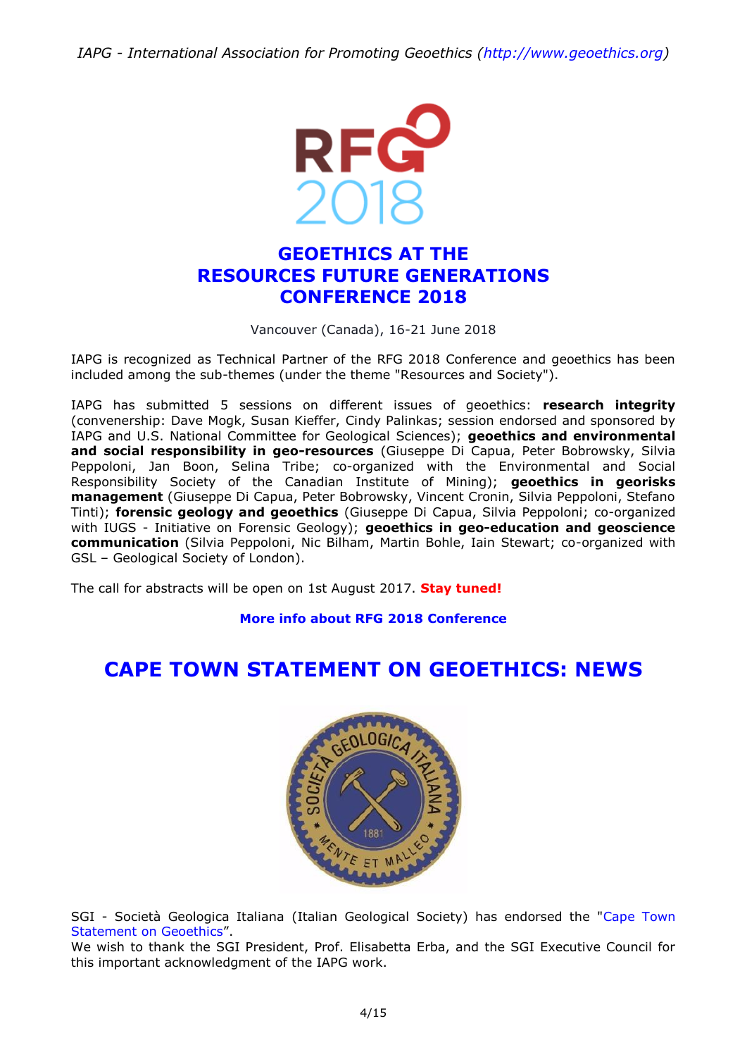# GEOETHICS AT THE RESOURCES FUTURE GENERATIONS CONFERENCE 2018

Vancouver (Canada), 16-21 June 2018

IAPG is recognized as Technical Partner of the RFG 2018 Conference and geoethics has been included among the sub-themes (under the theme "Resources and Society").

IAPG has submitted 5 sessions on different issues of geoethics: **research integrity** (convenership: Dave Mogk, Susan Kieffer, Cindy Palinkas; session endorsed and sponsored by IAPG and U.S. National Committee for Geological Sciences); **geoethics and environmental and social responsibility in geo-resources** (Giuseppe Di Capua, Peter Bobrowsky, Silvia Peppoloni, Jan Boon, Selina Tribe; co-organized with the Environmental and Social Responsibility Society of the Canadian Institute of Mining); **geoethics in georisks management** (Giuseppe Di Capua, Peter Bobrowsky, Vincent Cronin, Silvia Peppoloni, Stefano Tinti); **forensic geology and geoethics** (Giuseppe Di Capua, Silvia Peppoloni; co-organized with IUGS - Initiative on Forensic Geology); **geoethics in geo-education and geoscience communication** (Silvia Peppoloni, Nic Bilham, Martin Bohle, Iain Stewart; co-organized with GSL – Geological Society of London).

The call for abstracts will be open on 1st August 2017. **Stay tuned!**

**More info about RFG 2018 Conference**

# CAPE TOWN STATEMENT ON GEOETHICS: NEWS

SGI - Società Geologica Italiana (Italian Geological Society) has endorsed the "Cape Town Statement on Geoethics".

We wish to thank the SGI President, Prof. Elisabetta Erba, and the SGI Executive Council for this important acknowledgment of the IAPG work.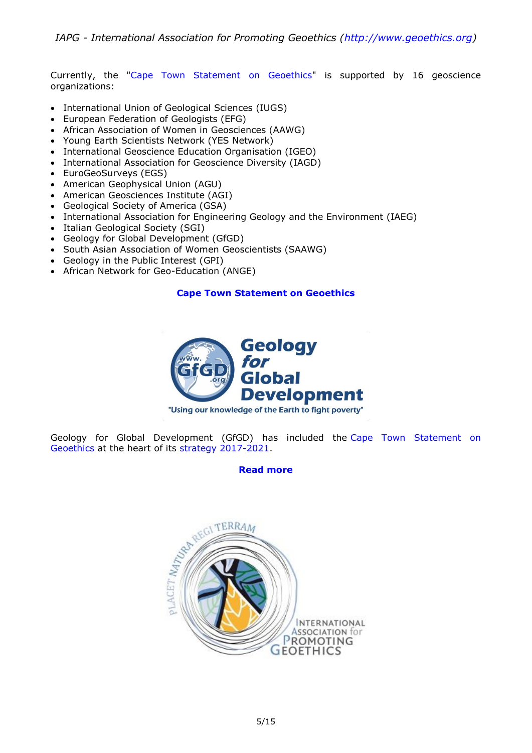Currently, the "Cape Town Statement on Geoethics" is supported by 16 geoscience organizations:

- International Union of Geological Sciences (IUGS)
- European Federation of Geologists (EFG)
- African Association of Women in Geosciences (AAWG)
- Young Earth Scientists Network (YES Network)
- International Geoscience Education Organisation (IGEO)
- International Association for Geoscience Diversity (IAGD)
- EuroGeoSurveys (EGS)
- American Geophysical Union (AGU)
- American Geosciences Institute (AGI)
- Geological Society of America (GSA)
- International Association for Engineering Geology and the Environment (IAEG)
- Italian Geological Society (SGI)
- Geology for Global Development (GfGD)
- South Asian Association of Women Geoscientists (SAAWG)
- Geology in the Public Interest (GPI)
- African Network for Geo-Education (ANGE)

**Cape Town Statement on Geoethics**

Geology for Global Development (GfGD) has included the Cape Town Statement on Geoethics at the heart of its strategy 2017-2021.

**Read more**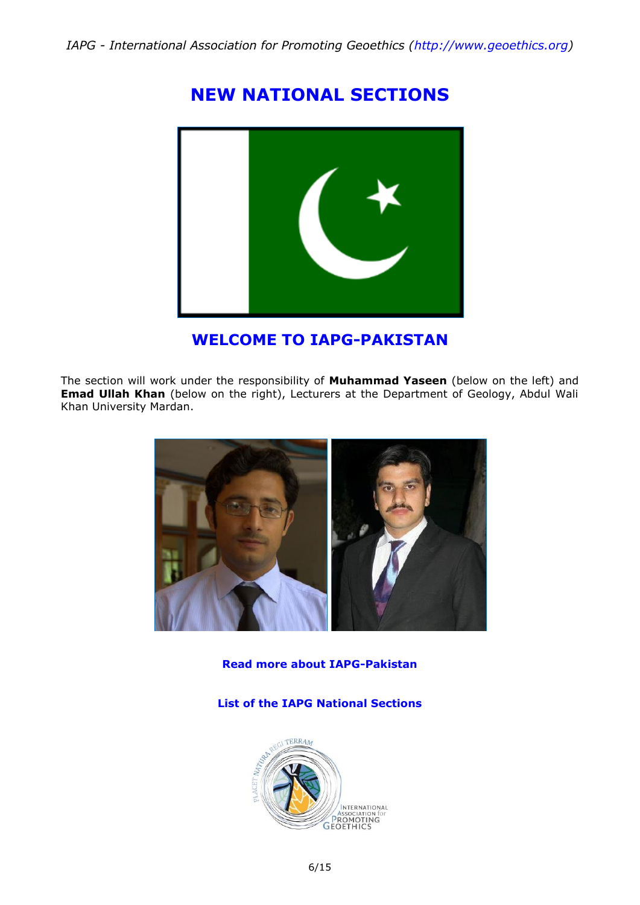# NEW NATIONAL SECTIONS

## WELCOME TO IAPG-PAKISTAN

The section will work under the responsibility of **Muhammad Yaseen** (below on the left) and **Emad Ullah Khan** (below on the right), Lecturers at the Department of Geology, Abdul Wali Khan University Mardan.

**Read more about IAPG-Pakistan**

**List of the IAPG National Sections**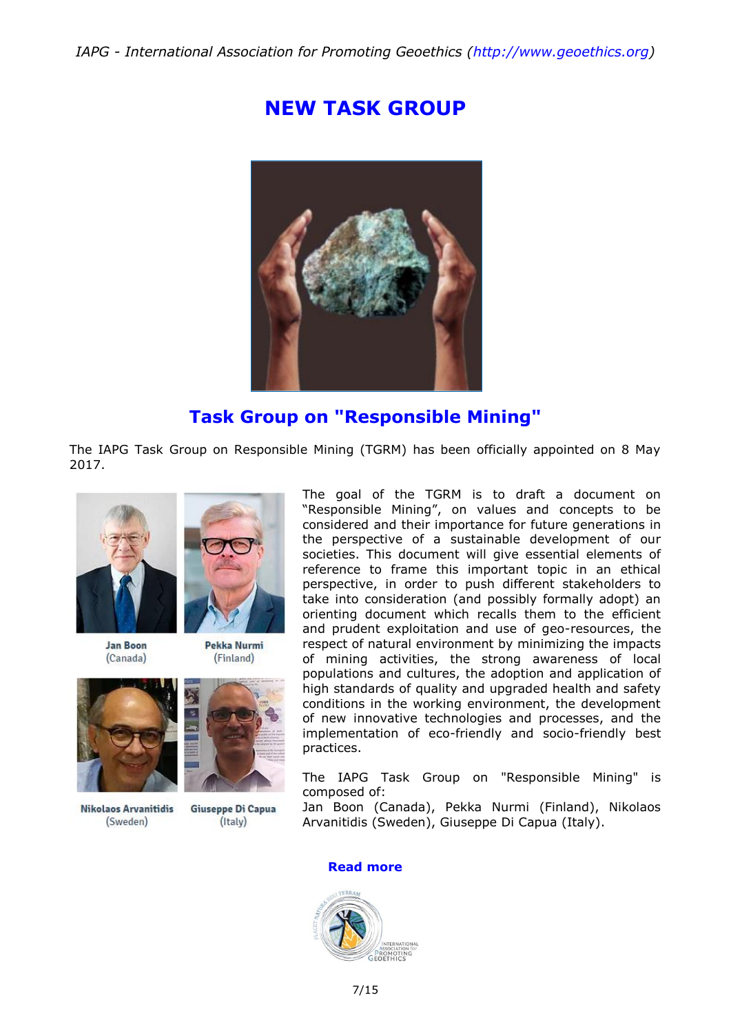# NEW TASK GROUP

## Task Group on "Responsible Mining"

The IAPG Task Group on Responsible Mining (TGRM) has been officially appointed on 8 May 2017.

Jan Boon (Canada)

Pekka Nurmi (Finland)

Nikolaos Arvanitidis (Sweden)

Giuseppe Di Capua (Italy)

The goal of the TGRM is to draft a document on "Responsible Mining", on values and concepts to be considered and their importance for future generations in the perspective of a sustainable development of our societies. This document will give essential elements of reference to frame this important topic in an ethical perspective, in order to push different stakeholders to take into consideration (and possibly formally adopt) an orienting document which recalls them to the efficient and prudent exploitation and use of geo-resources, the respect of natural environment by minimizing the impacts of mining activities, the strong awareness of local populations and cultures, the adoption and application of high standards of quality and upgraded health and safety conditions in the working environment, the development of new innovative technologies and processes, and the implementation of eco-friendly and socio-friendly best practices.

The IAPG Task Group on "Responsible Mining" is composed of:
Jan Boon (Canada), Pekka Nurmi (Finland), Nikolaos Arvanitidis (Sweden), Giuseppe Di Capua (Italy).

**Read more**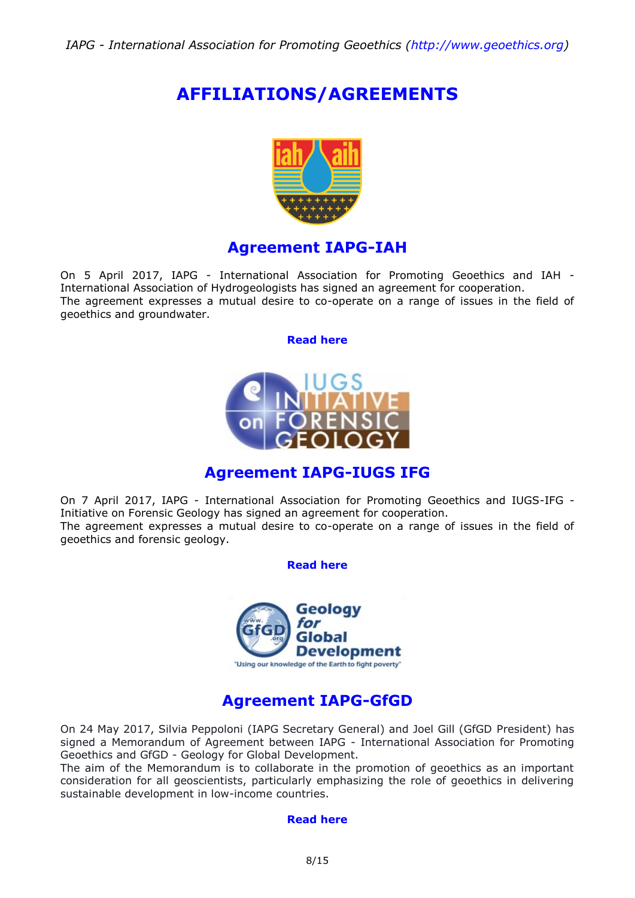# AFFILIATIONS/AGREEMENTS

## Agreement IAPG-IAH

On 5 April 2017, IAPG - International Association for Promoting Geoethics and IAH - International Association of Hydrogeologists has signed an agreement for cooperation.
The agreement expresses a mutual desire to co-operate on a range of issues in the field of geoethics and groundwater.

**Read here**

## Agreement IAPG-IUGS IFG

On 7 April 2017, IAPG - International Association for Promoting Geoethics and IUGS-IFG - Initiative on Forensic Geology has signed an agreement for cooperation.
The agreement expresses a mutual desire to co-operate on a range of issues in the field of geoethics and forensic geology.

**Read here**

## Agreement IAPG-GfGD

On 24 May 2017, Silvia Peppoloni (IAPG Secretary General) and Joel Gill (GfGD President) has signed a Memorandum of Agreement between IAPG - International Association for Promoting Geoethics and GfGD - Geology for Global Development.
The aim of the Memorandum is to collaborate in the promotion of geoethics as an important consideration for all geoscientists, particularly emphasizing the role of geoethics in delivering sustainable development in low-income countries.

**Read here**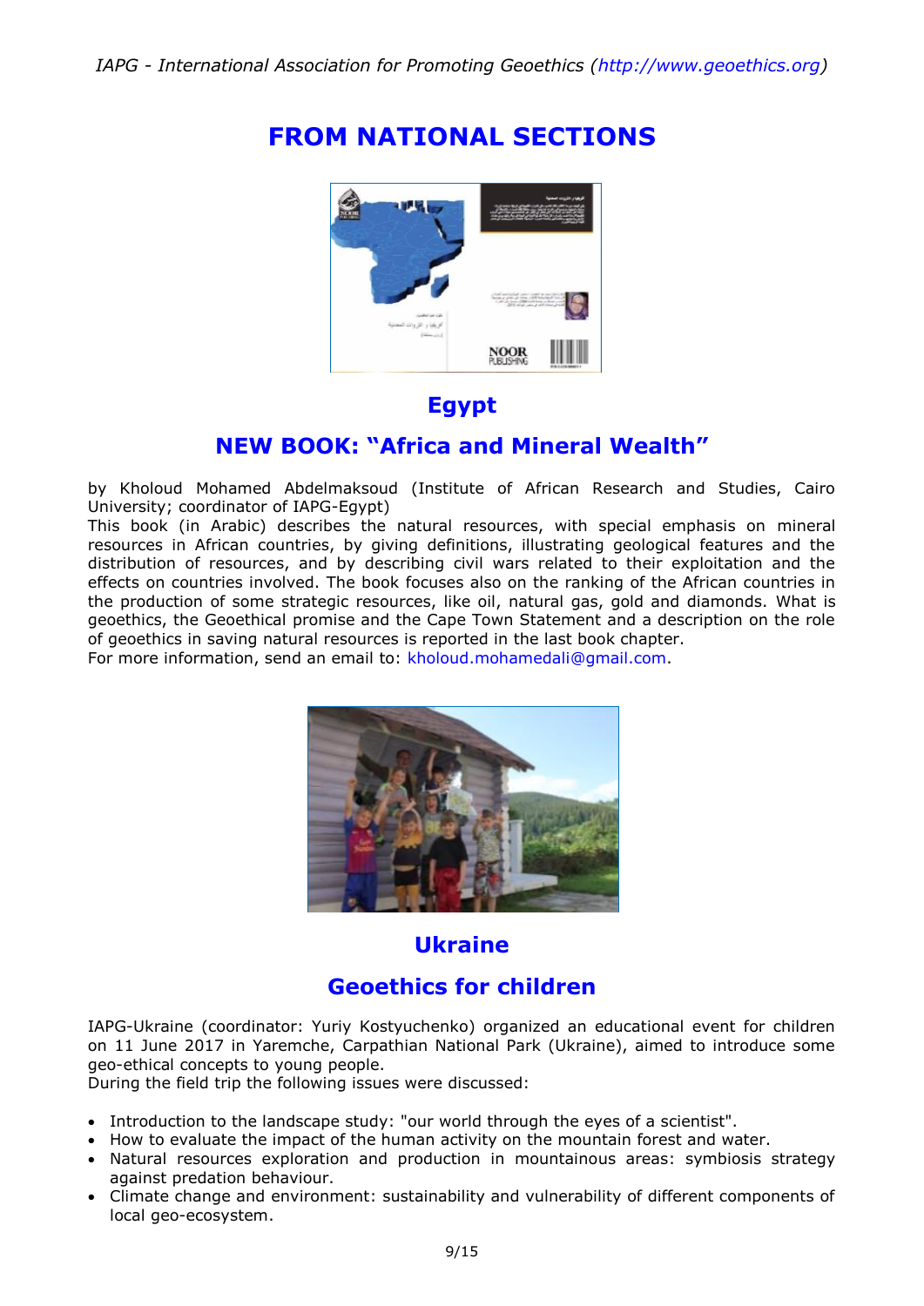# FROM NATIONAL SECTIONS

## Egypt

## NEW BOOK: "Africa and Mineral Wealth"

by Kholoud Mohamed Abdelmaksoud (Institute of African Research and Studies, Cairo University; coordinator of IAPG-Egypt)

This book (in Arabic) describes the natural resources, with special emphasis on mineral resources in African countries, by giving definitions, illustrating geological features and the distribution of resources, and by describing civil wars related to their exploitation and the effects on countries involved. The book focuses also on the ranking of the African countries in the production of some strategic resources, like oil, natural gas, gold and diamonds. What is geoethics, the Geoethical promise and the Cape Town Statement and a description on the role of geoethics in saving natural resources is reported in the last book chapter.

For more information, send an email to: kholoud.mohamedali@gmail.com.

## Ukraine

## Geoethics for children

IAPG-Ukraine (coordinator: Yuriy Kostyuchenko) organized an educational event for children on 11 June 2017 in Yaremche, Carpathian National Park (Ukraine), aimed to introduce some geo-ethical concepts to young people.

During the field trip the following issues were discussed:

- Introduction to the landscape study: "our world through the eyes of a scientist".
- How to evaluate the impact of the human activity on the mountain forest and water.
- Natural resources exploration and production in mountainous areas: symbiosis strategy against predation behaviour.
- Climate change and environment: sustainability and vulnerability of different components of local geo-ecosystem.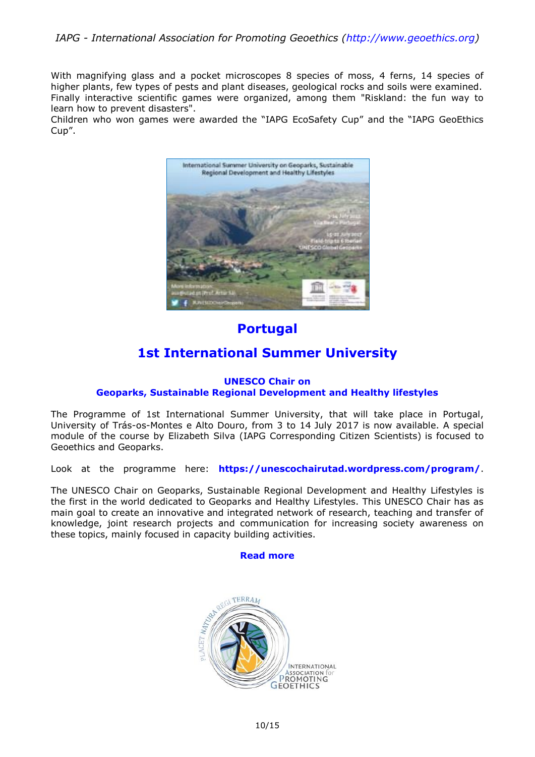With magnifying glass and a pocket microscopes 8 species of moss, 4 ferns, 14 species of higher plants, few types of pests and plant diseases, geological rocks and soils were examined. Finally interactive scientific games were organized, among them "Riskland: the fun way to learn how to prevent disasters".
Children who won games were awarded the "IAPG EcoSafety Cup" and the "IAPG GeoEthics Cup".

## Portugal

## 1st International Summer University

### UNESCO Chair on Geoparks, Sustainable Regional Development and Healthy lifestyles

The Programme of 1st International Summer University, that will take place in Portugal, University of Trás-os-Montes e Alto Douro, from 3 to 14 July 2017 is now available. A special module of the course by Elizabeth Silva (IAPG Corresponding Citizen Scientists) is focused to Geoethics and Geoparks.

Look at the programme here: **https://unescochairutad.wordpress.com/program/**.

The UNESCO Chair on Geoparks, Sustainable Regional Development and Healthy Lifestyles is the first in the world dedicated to Geoparks and Healthy Lifestyles. This UNESCO Chair has as main goal to create an innovative and integrated network of research, teaching and transfer of knowledge, joint research projects and communication for increasing society awareness on these topics, mainly focused in capacity building activities.

**Read more**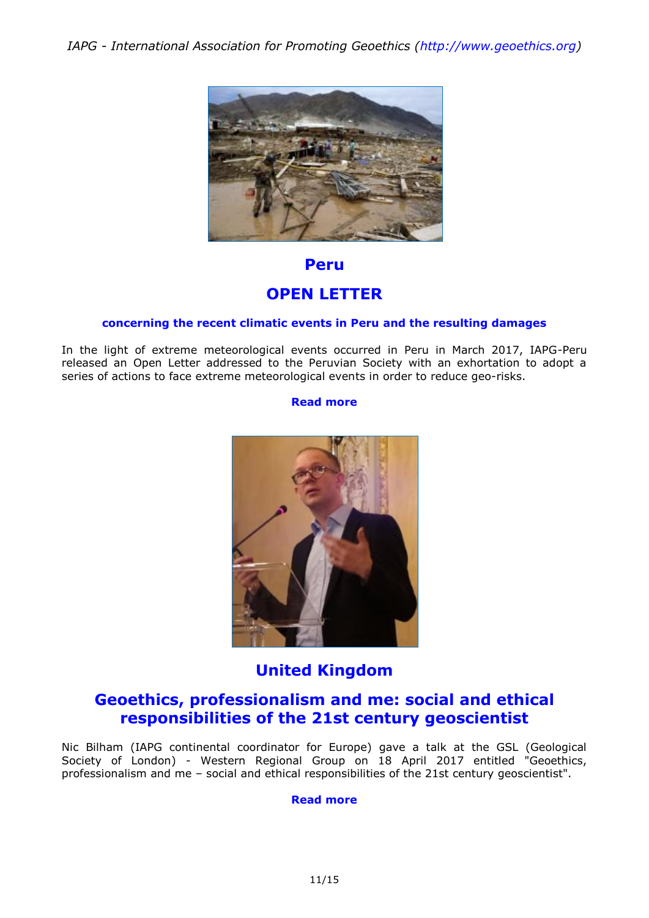## Peru

## OPEN LETTER

**concerning the recent climatic events in Peru and the resulting damages**

In the light of extreme meteorological events occurred in Peru in March 2017, IAPG-Peru released an Open Letter addressed to the Peruvian Society with an exhortation to adopt a series of actions to face extreme meteorological events in order to reduce geo-risks.

**Read more**

## United Kingdom

## Geoethics, professionalism and me: social and ethical responsibilities of the 21st century geoscientist

Nic Bilham (IAPG continental coordinator for Europe) gave a talk at the GSL (Geological Society of London) - Western Regional Group on 18 April 2017 entitled "Geoethics, professionalism and me – social and ethical responsibilities of the 21st century geoscientist".

**Read more**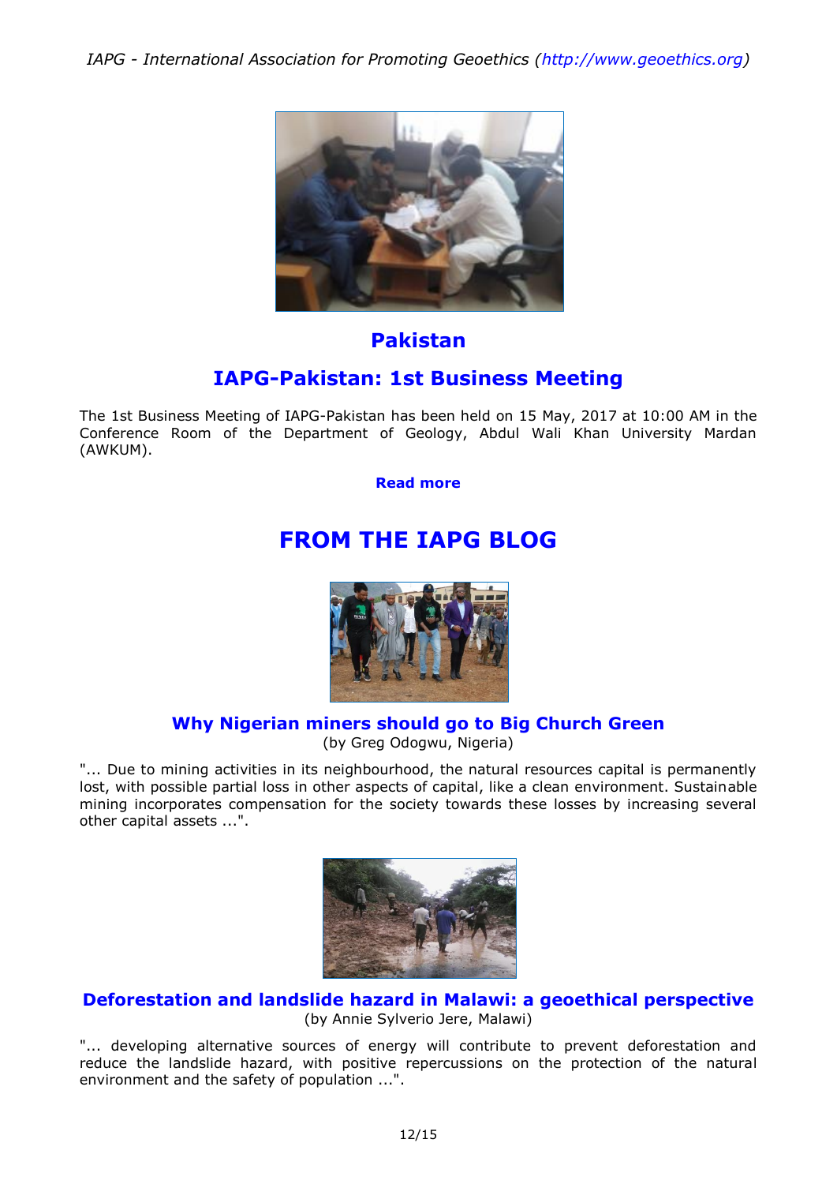## Pakistan

## IAPG-Pakistan: 1st Business Meeting

The 1st Business Meeting of IAPG-Pakistan has been held on 15 May, 2017 at 10:00 AM in the Conference Room of the Department of Geology, Abdul Wali Khan University Mardan (AWKUM).

**Read more**

# FROM THE IAPG BLOG

### Why Nigerian miners should go to Big Church Green

(by Greg Odogwu, Nigeria)

"... Due to mining activities in its neighbourhood, the natural resources capital is permanently lost, with possible partial loss in other aspects of capital, like a clean environment. Sustainable mining incorporates compensation for the society towards these losses by increasing several other capital assets ...".

### Deforestation and landslide hazard in Malawi: a geoethical perspective

(by Annie Sylverio Jere, Malawi)

"... developing alternative sources of energy will contribute to prevent deforestation and reduce the landslide hazard, with positive repercussions on the protection of the natural environment and the safety of population ...".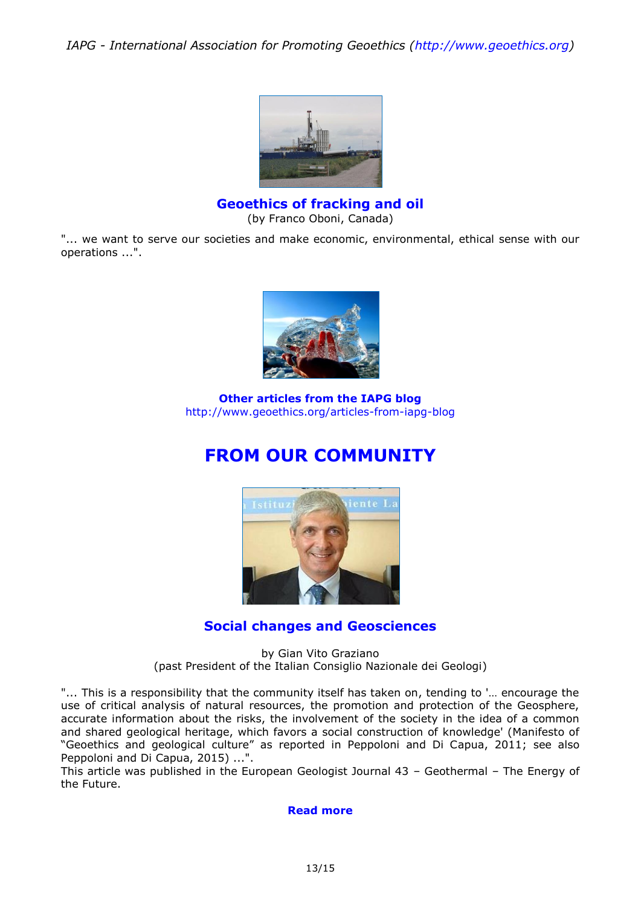**Geoethics of fracking and oil**

(by Franco Oboni, Canada)

"... we want to serve our societies and make economic, environmental, ethical sense with our operations ...".

**Other articles from the IAPG blog**

http://www.geoethics.org/articles-from-iapg-blog

# FROM OUR COMMUNITY

## Social changes and Geosciences

by Gian Vito Graziano
(past President of the Italian Consiglio Nazionale dei Geologi)

"... This is a responsibility that the community itself has taken on, tending to '… encourage the use of critical analysis of natural resources, the promotion and protection of the Geosphere, accurate information about the risks, the involvement of the society in the idea of a common and shared geological heritage, which favors a social construction of knowledge' (Manifesto of "Geoethics and geological culture" as reported in Peppoloni and Di Capua, 2011; see also Peppoloni and Di Capua, 2015) ...".

This article was published in the European Geologist Journal 43 – Geothermal – The Energy of the Future.

**Read more**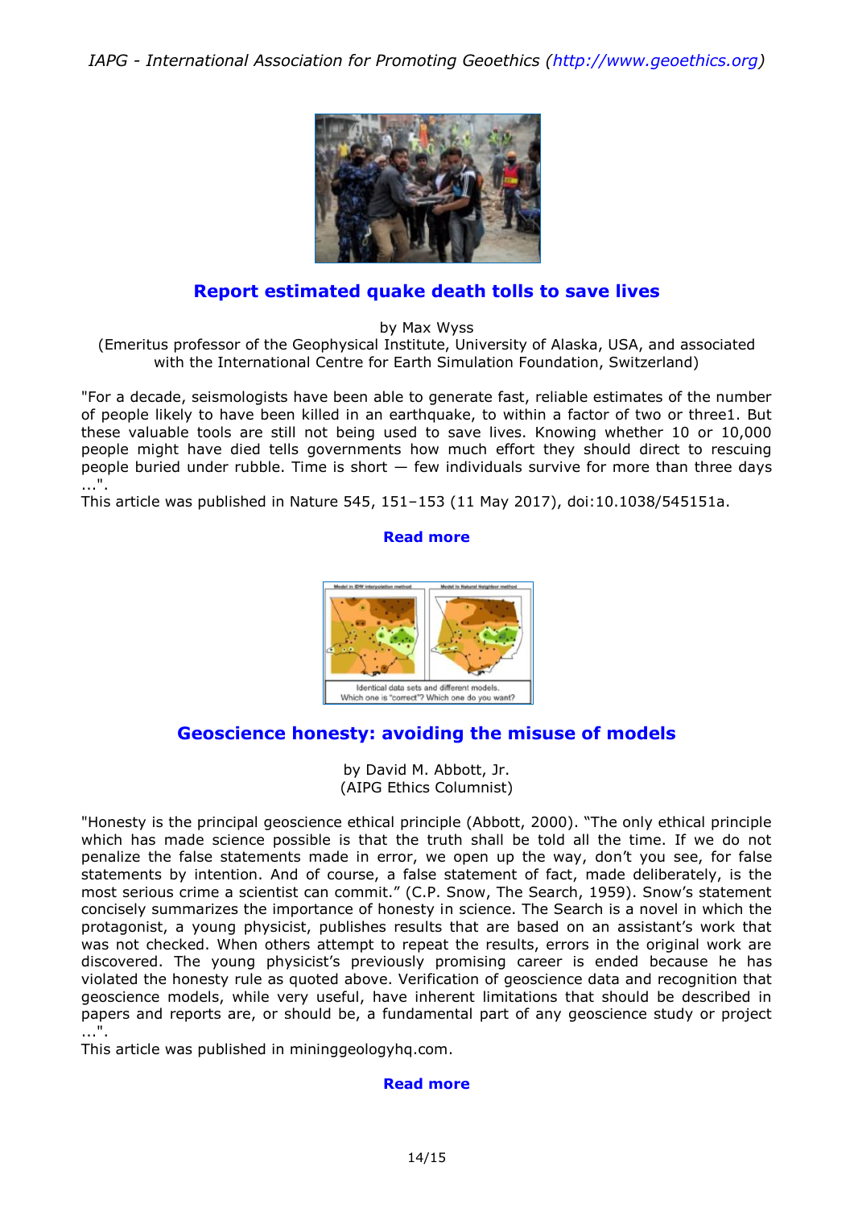## Report estimated quake death tolls to save lives

by Max Wyss
(Emeritus professor of the Geophysical Institute, University of Alaska, USA, and associated with the International Centre for Earth Simulation Foundation, Switzerland)

"For a decade, seismologists have been able to generate fast, reliable estimates of the number of people likely to have been killed in an earthquake, to within a factor of two or three1. But these valuable tools are still not being used to save lives. Knowing whether 10 or 10,000 people might have died tells governments how much effort they should direct to rescuing people buried under rubble. Time is short — few individuals survive for more than three days ...".
This article was published in Nature 545, 151–153 (11 May 2017), doi:10.1038/545151a.

**Read more**

Identical data sets and different models. Which one is "correct"? Which one do you want?

## Geoscience honesty: avoiding the misuse of models

by David M. Abbott, Jr.
(AIPG Ethics Columnist)

"Honesty is the principal geoscience ethical principle (Abbott, 2000). “The only ethical principle which has made science possible is that the truth shall be told all the time. If we do not penalize the false statements made in error, we open up the way, don’t you see, for false statements by intention. And of course, a false statement of fact, made deliberately, is the most serious crime a scientist can commit.” (C.P. Snow, The Search, 1959). Snow’s statement concisely summarizes the importance of honesty in science. The Search is a novel in which the protagonist, a young physicist, publishes results that are based on an assistant’s work that was not checked. When others attempt to repeat the results, errors in the original work are discovered. The young physicist’s previously promising career is ended because he has violated the honesty rule as quoted above. Verification of geoscience data and recognition that geoscience models, while very useful, have inherent limitations that should be described in papers and reports are, or should be, a fundamental part of any geoscience study or project ...".
This article was published in mininggeologyhq.com.

**Read more**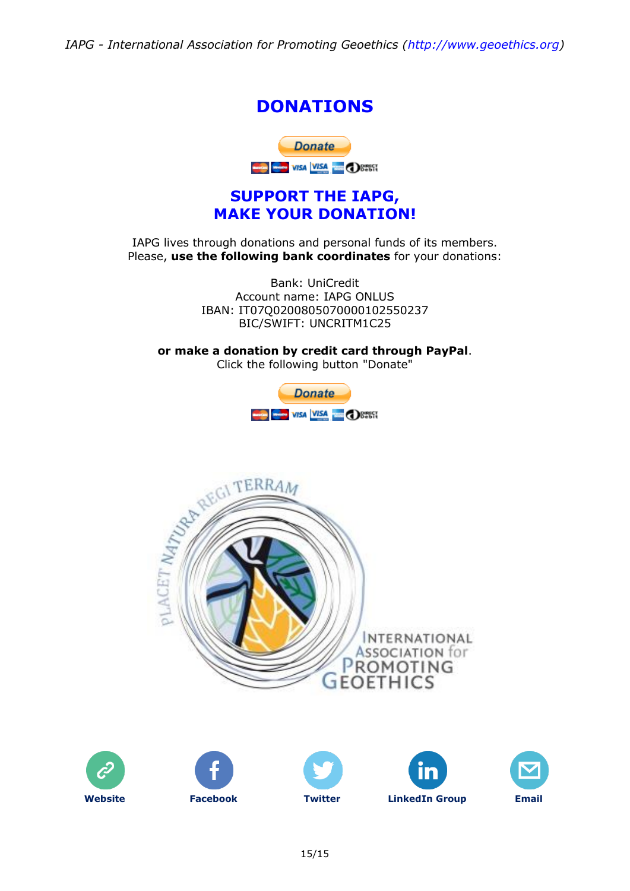# DONATIONS

Donate

## SUPPORT THE IAPG, MAKE YOUR DONATION!

IAPG lives through donations and personal funds of its members.
Please, **use the following bank coordinates** for your donations:

Bank: UniCredit
Account name: IAPG ONLUS
IBAN: IT07Q0200805070000102550237
BIC/SWIFT: UNCRITM1C25

**or make a donation by credit card through PayPal**.
Click the following button "Donate"

Donate

PLACET NATURA REGI TERRAM

INTERNATIONAL ASSOCIATION for PROMOTING GEOETHICS

Website | Facebook | Twitter | LinkedIn Group | Email